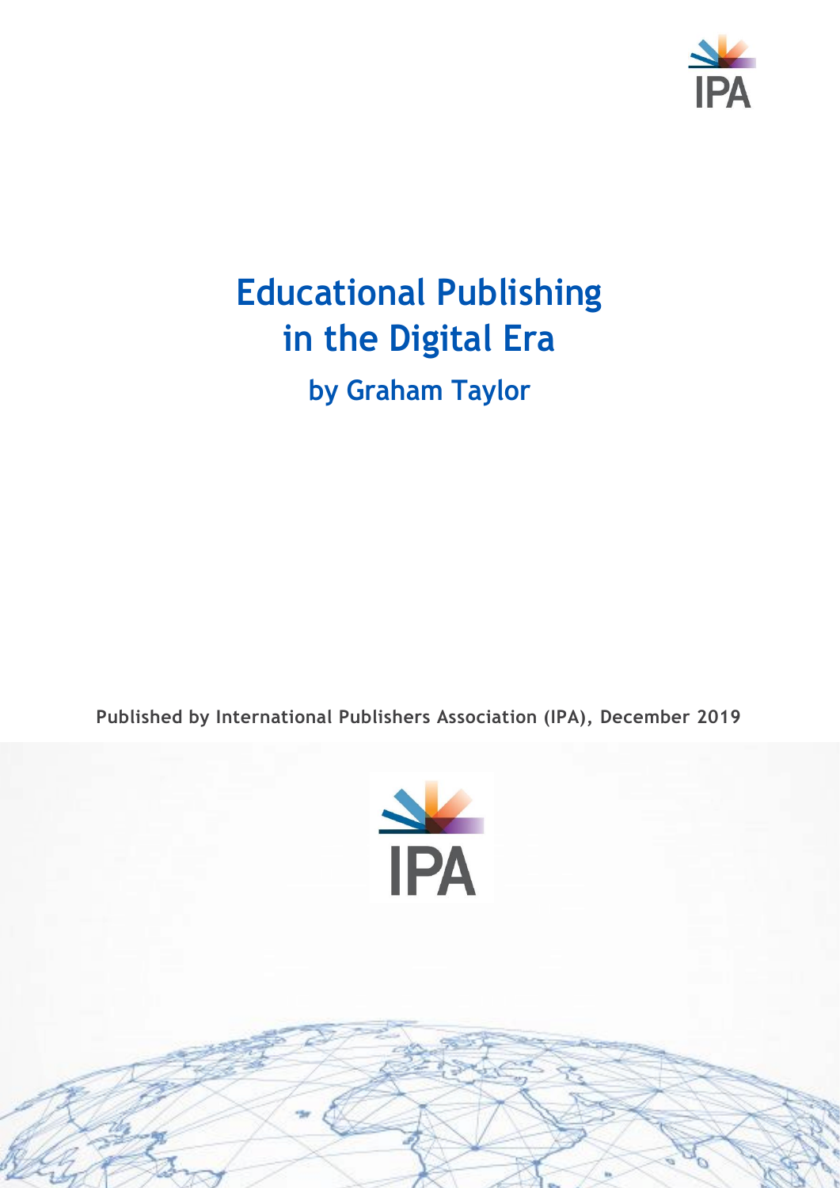# Educational Publishing in the Digital Era

## by Graham Taylor

**Published by International Publishers Association (IPA), December 2019**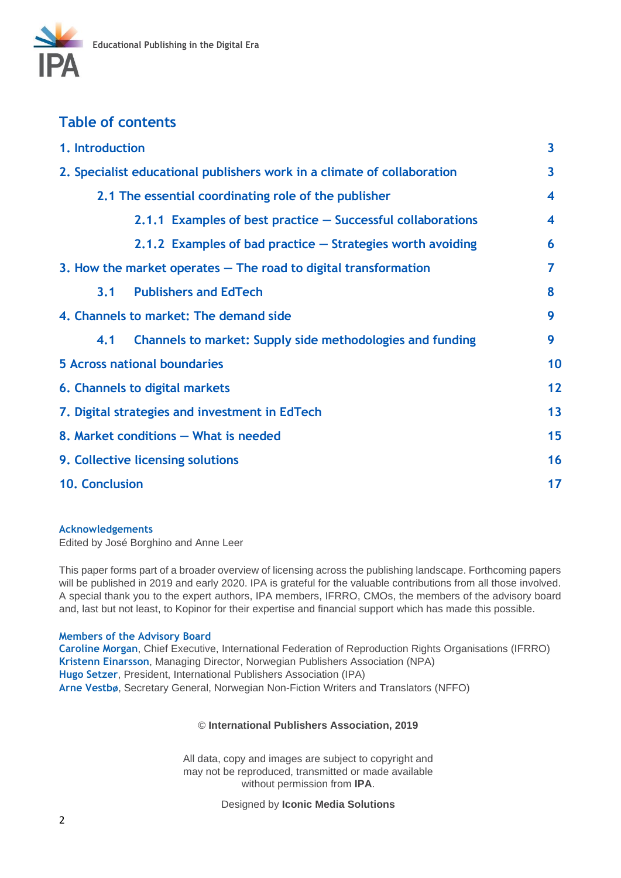## Table of contents

| | |
|---|---|
| 1. Introduction | 3 |
| 2. Specialist educational publishers work in a climate of collaboration | 3 |
| 2.1 The essential coordinating role of the publisher | 4 |
| 2.1.1 Examples of best practice – Successful collaborations | 4 |
| 2.1.2 Examples of bad practice – Strategies worth avoiding | 6 |
| 3. How the market operates – The road to digital transformation | 7 |
| 3.1 Publishers and EdTech | 8 |
| 4. Channels to market: The demand side | 9 |
| 4.1 Channels to market: Supply side methodologies and funding | 9 |
| 5 Across national boundaries | 10 |
| 6. Channels to digital markets | 12 |
| 7. Digital strategies and investment in EdTech | 13 |
| 8. Market conditions – What is needed | 15 |
| 9. Collective licensing solutions | 16 |
| 10. Conclusion | 17 |

**Acknowledgements**

Edited by José Borghino and Anne Leer

This paper forms part of a broader overview of licensing across the publishing landscape. Forthcoming papers will be published in 2019 and early 2020. IPA is grateful for the valuable contributions from all those involved. A special thank you to the expert authors, IPA members, IFRRO, CMOs, the members of the advisory board and, last but not least, to Kopinor for their expertise and financial support which has made this possible.

**Members of the Advisory Board**

**Caroline Morgan**, Chief Executive, International Federation of Reproduction Rights Organisations (IFRRO)
**Kristenn Einarsson**, Managing Director, Norwegian Publishers Association (NPA)
**Hugo Setzer**, President, International Publishers Association (IPA)
**Arne Vestbø**, Secretary General, Norwegian Non-Fiction Writers and Translators (NFFO)

© **International Publishers Association, 2019**

All data, copy and images are subject to copyright and may not be reproduced, transmitted or made available without permission from **IPA**.

Designed by **Iconic Media Solutions**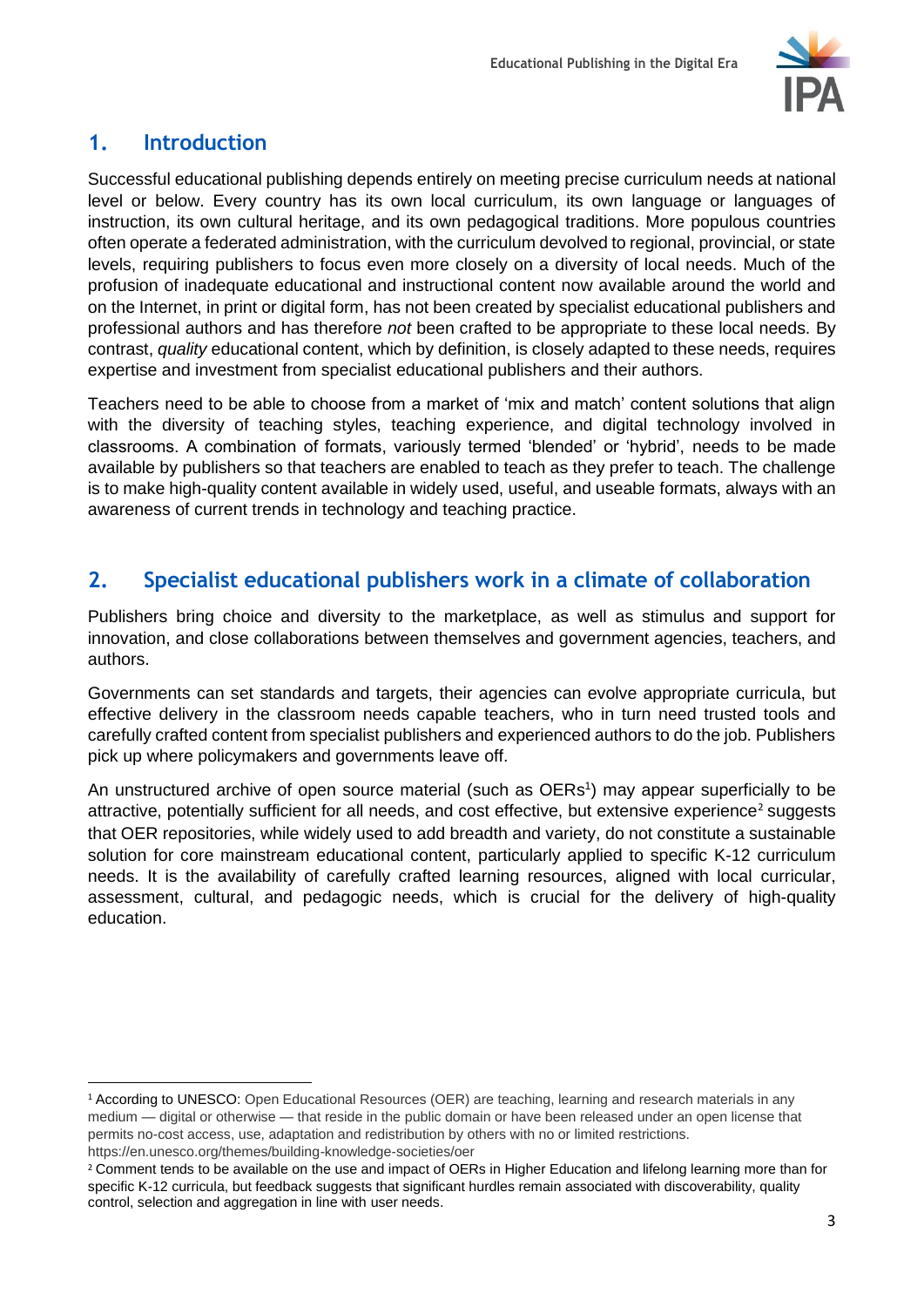## 1. Introduction

Successful educational publishing depends entirely on meeting precise curriculum needs at national level or below. Every country has its own local curriculum, its own language or languages of instruction, its own cultural heritage, and its own pedagogical traditions. More populous countries often operate a federated administration, with the curriculum devolved to regional, provincial, or state levels, requiring publishers to focus even more closely on a diversity of local needs. Much of the profusion of inadequate educational and instructional content now available around the world and on the Internet, in print or digital form, has not been created by specialist educational publishers and professional authors and has therefore *not* been crafted to be appropriate to these local needs. By contrast, *quality* educational content, which by definition, is closely adapted to these needs, requires expertise and investment from specialist educational publishers and their authors.

Teachers need to be able to choose from a market of 'mix and match' content solutions that align with the diversity of teaching styles, teaching experience, and digital technology involved in classrooms. A combination of formats, variously termed 'blended' or 'hybrid', needs to be made available by publishers so that teachers are enabled to teach as they prefer to teach. The challenge is to make high-quality content available in widely used, useful, and useable formats, always with an awareness of current trends in technology and teaching practice.

## 2. Specialist educational publishers work in a climate of collaboration

Publishers bring choice and diversity to the marketplace, as well as stimulus and support for innovation, and close collaborations between themselves and government agencies, teachers, and authors.

Governments can set standards and targets, their agencies can evolve appropriate curricula, but effective delivery in the classroom needs capable teachers, who in turn need trusted tools and carefully crafted content from specialist publishers and experienced authors to do the job. Publishers pick up where policymakers and governments leave off.

An unstructured archive of open source material (such as OERs[1]) may appear superficially to be attractive, potentially sufficient for all needs, and cost effective, but extensive experience[2] suggests that OER repositories, while widely used to add breadth and variety, do not constitute a sustainable solution for core mainstream educational content, particularly applied to specific K-12 curriculum needs. It is the availability of carefully crafted learning resources, aligned with local curricular, assessment, cultural, and pedagogic needs, which is crucial for the delivery of high-quality education.

---

[1] According to UNESCO: Open Educational Resources (OER) are teaching, learning and research materials in any medium — digital or otherwise — that reside in the public domain or have been released under an open license that permits no-cost access, use, adaptation and redistribution by others with no or limited restrictions. https://en.unesco.org/themes/building-knowledge-societies/oer

[2] Comment tends to be available on the use and impact of OERs in Higher Education and lifelong learning more than for specific K-12 curricula, but feedback suggests that significant hurdles remain associated with discoverability, quality control, selection and aggregation in line with user needs.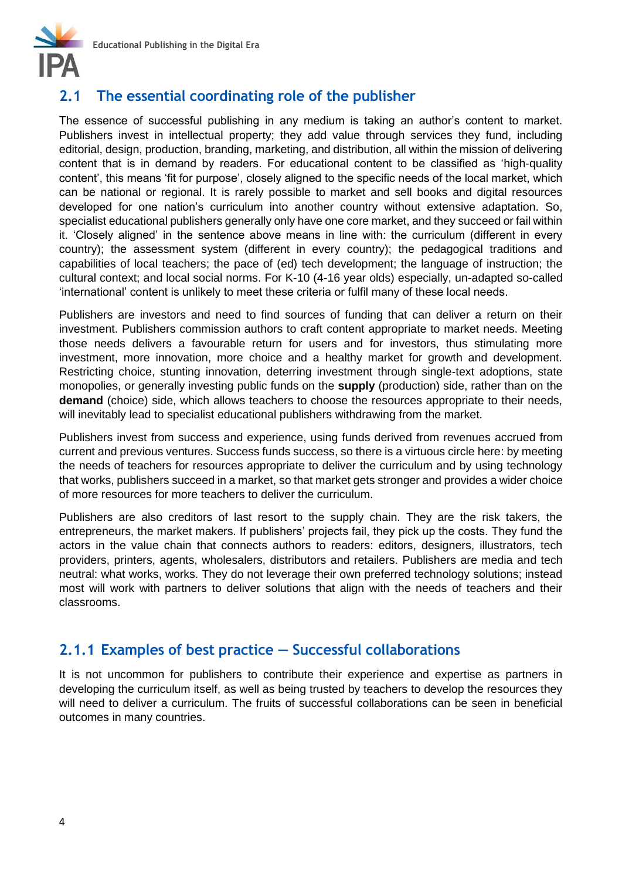## 2.1 The essential coordinating role of the publisher

The essence of successful publishing in any medium is taking an author's content to market. Publishers invest in intellectual property; they add value through services they fund, including editorial, design, production, branding, marketing, and distribution, all within the mission of delivering content that is in demand by readers. For educational content to be classified as 'high-quality content', this means 'fit for purpose', closely aligned to the specific needs of the local market, which can be national or regional. It is rarely possible to market and sell books and digital resources developed for one nation's curriculum into another country without extensive adaptation. So, specialist educational publishers generally only have one core market, and they succeed or fail within it. 'Closely aligned' in the sentence above means in line with: the curriculum (different in every country); the assessment system (different in every country); the pedagogical traditions and capabilities of local teachers; the pace of (ed) tech development; the language of instruction; the cultural context; and local social norms. For K-10 (4-16 year olds) especially, un-adapted so-called 'international' content is unlikely to meet these criteria or fulfil many of these local needs.

Publishers are investors and need to find sources of funding that can deliver a return on their investment. Publishers commission authors to craft content appropriate to market needs. Meeting those needs delivers a favourable return for users and for investors, thus stimulating more investment, more innovation, more choice and a healthy market for growth and development. Restricting choice, stunting innovation, deterring investment through single-text adoptions, state monopolies, or generally investing public funds on the **supply** (production) side, rather than on the **demand** (choice) side, which allows teachers to choose the resources appropriate to their needs, will inevitably lead to specialist educational publishers withdrawing from the market.

Publishers invest from success and experience, using funds derived from revenues accrued from current and previous ventures. Success funds success, so there is a virtuous circle here: by meeting the needs of teachers for resources appropriate to deliver the curriculum and by using technology that works, publishers succeed in a market, so that market gets stronger and provides a wider choice of more resources for more teachers to deliver the curriculum.

Publishers are also creditors of last resort to the supply chain. They are the risk takers, the entrepreneurs, the market makers. If publishers' projects fail, they pick up the costs. They fund the actors in the value chain that connects authors to readers: editors, designers, illustrators, tech providers, printers, agents, wholesalers, distributors and retailers. Publishers are media and tech neutral: what works, works. They do not leverage their own preferred technology solutions; instead most will work with partners to deliver solutions that align with the needs of teachers and their classrooms.

### 2.1.1 Examples of best practice — Successful collaborations

It is not uncommon for publishers to contribute their experience and expertise as partners in developing the curriculum itself, as well as being trusted by teachers to develop the resources they will need to deliver a curriculum. The fruits of successful collaborations can be seen in beneficial outcomes in many countries.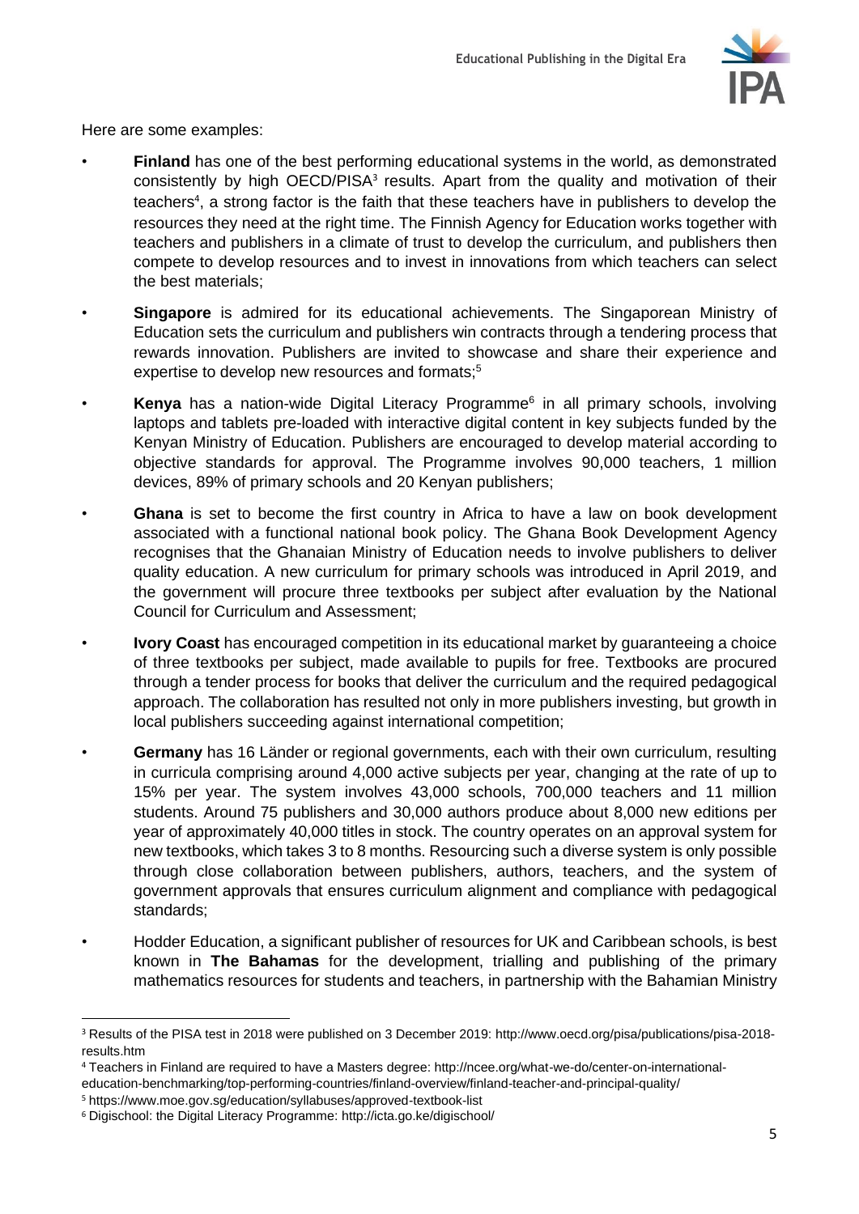Here are some examples:

- **Finland** has one of the best performing educational systems in the world, as demonstrated consistently by high OECD/PISA[3] results. Apart from the quality and motivation of their teachers[4], a strong factor is the faith that these teachers have in publishers to develop the resources they need at the right time. The Finnish Agency for Education works together with teachers and publishers in a climate of trust to develop the curriculum, and publishers then compete to develop resources and to invest in innovations from which teachers can select the best materials;
- **Singapore** is admired for its educational achievements. The Singaporean Ministry of Education sets the curriculum and publishers win contracts through a tendering process that rewards innovation. Publishers are invited to showcase and share their experience and expertise to develop new resources and formats;[5]
- **Kenya** has a nation-wide Digital Literacy Programme[6] in all primary schools, involving laptops and tablets pre-loaded with interactive digital content in key subjects funded by the Kenyan Ministry of Education. Publishers are encouraged to develop material according to objective standards for approval. The Programme involves 90,000 teachers, 1 million devices, 89% of primary schools and 20 Kenyan publishers;
- **Ghana** is set to become the first country in Africa to have a law on book development associated with a functional national book policy. The Ghana Book Development Agency recognises that the Ghanaian Ministry of Education needs to involve publishers to deliver quality education. A new curriculum for primary schools was introduced in April 2019, and the government will procure three textbooks per subject after evaluation by the National Council for Curriculum and Assessment;
- **Ivory Coast** has encouraged competition in its educational market by guaranteeing a choice of three textbooks per subject, made available to pupils for free. Textbooks are procured through a tender process for books that deliver the curriculum and the required pedagogical approach. The collaboration has resulted not only in more publishers investing, but growth in local publishers succeeding against international competition;
- **Germany** has 16 Länder or regional governments, each with their own curriculum, resulting in curricula comprising around 4,000 active subjects per year, changing at the rate of up to 15% per year. The system involves 43,000 schools, 700,000 teachers and 11 million students. Around 75 publishers and 30,000 authors produce about 8,000 new editions per year of approximately 40,000 titles in stock. The country operates on an approval system for new textbooks, which takes 3 to 8 months. Resourcing such a diverse system is only possible through close collaboration between publishers, authors, teachers, and the system of government approvals that ensures curriculum alignment and compliance with pedagogical standards;
- Hodder Education, a significant publisher of resources for UK and Caribbean schools, is best known in **The Bahamas** for the development, trialling and publishing of the primary mathematics resources for students and teachers, in partnership with the Bahamian Ministry

---

[3] Results of the PISA test in 2018 were published on 3 December 2019: http://www.oecd.org/pisa/publications/pisa-2018-results.htm

[4] Teachers in Finland are required to have a Masters degree: http://ncee.org/what-we-do/center-on-international-education-benchmarking/top-performing-countries/finland-overview/finland-teacher-and-principal-quality/

[5] https://www.moe.gov.sg/education/syllabuses/approved-textbook-list

[6] Digischool: the Digital Literacy Programme: http://icta.go.ke/digischool/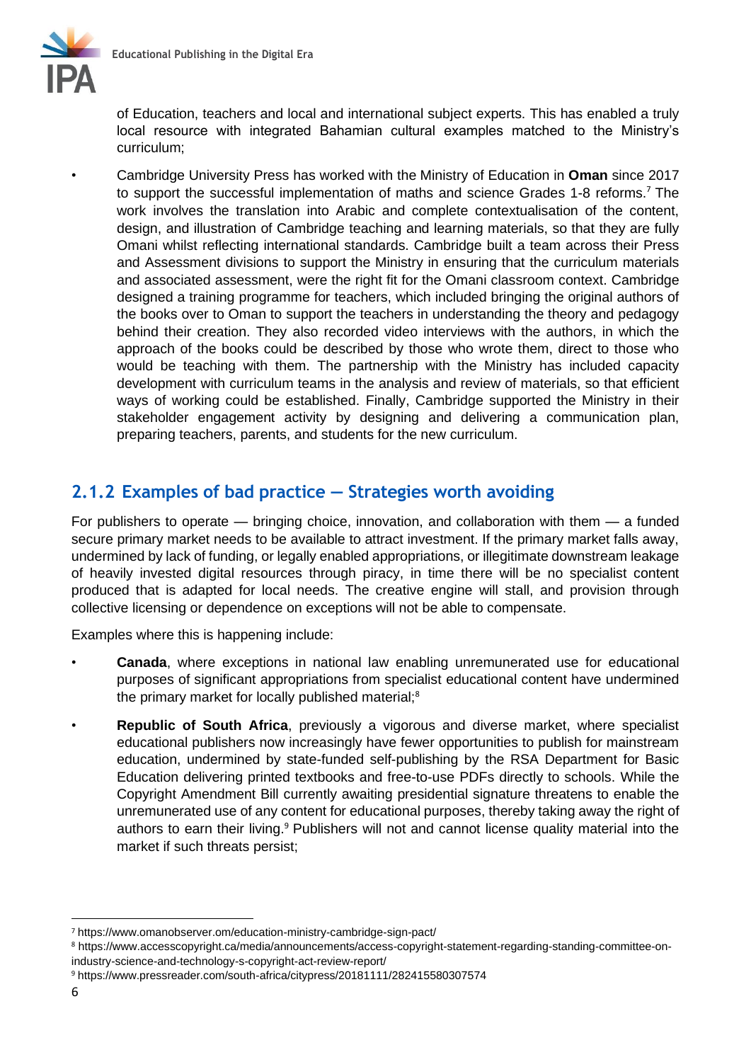of Education, teachers and local and international subject experts. This has enabled a truly local resource with integrated Bahamian cultural examples matched to the Ministry's curriculum;

- Cambridge University Press has worked with the Ministry of Education in **Oman** since 2017 to support the successful implementation of maths and science Grades 1-8 reforms.[7] The work involves the translation into Arabic and complete contextualisation of the content, design, and illustration of Cambridge teaching and learning materials, so that they are fully Omani whilst reflecting international standards. Cambridge built a team across their Press and Assessment divisions to support the Ministry in ensuring that the curriculum materials and associated assessment, were the right fit for the Omani classroom context. Cambridge designed a training programme for teachers, which included bringing the original authors of the books over to Oman to support the teachers in understanding the theory and pedagogy behind their creation. They also recorded video interviews with the authors, in which the approach of the books could be described by those who wrote them, direct to those who would be teaching with them. The partnership with the Ministry has included capacity development with curriculum teams in the analysis and review of materials, so that efficient ways of working could be established. Finally, Cambridge supported the Ministry in their stakeholder engagement activity by designing and delivering a communication plan, preparing teachers, parents, and students for the new curriculum.

### 2.1.2 Examples of bad practice — Strategies worth avoiding

For publishers to operate — bringing choice, innovation, and collaboration with them — a funded secure primary market needs to be available to attract investment. If the primary market falls away, undermined by lack of funding, or legally enabled appropriations, or illegitimate downstream leakage of heavily invested digital resources through piracy, in time there will be no specialist content produced that is adapted for local needs. The creative engine will stall, and provision through collective licensing or dependence on exceptions will not be able to compensate.

Examples where this is happening include:

- **Canada**, where exceptions in national law enabling unremunerated use for educational purposes of significant appropriations from specialist educational content have undermined the primary market for locally published material;[8]
- **Republic of South Africa**, previously a vigorous and diverse market, where specialist educational publishers now increasingly have fewer opportunities to publish for mainstream education, undermined by state-funded self-publishing by the RSA Department for Basic Education delivering printed textbooks and free-to-use PDFs directly to schools. While the Copyright Amendment Bill currently awaiting presidential signature threatens to enable the unremunerated use of any content for educational purposes, thereby taking away the right of authors to earn their living.[9] Publishers will not and cannot license quality material into the market if such threats persist;

---

[7] https://www.omanobserver.om/education-ministry-cambridge-sign-pact/

[8] https://www.accesscopyright.ca/media/announcements/access-copyright-statement-regarding-standing-committee-on-industry-science-and-technology-s-copyright-act-review-report/

[9] https://www.pressreader.com/south-africa/citypress/20181111/282415580307574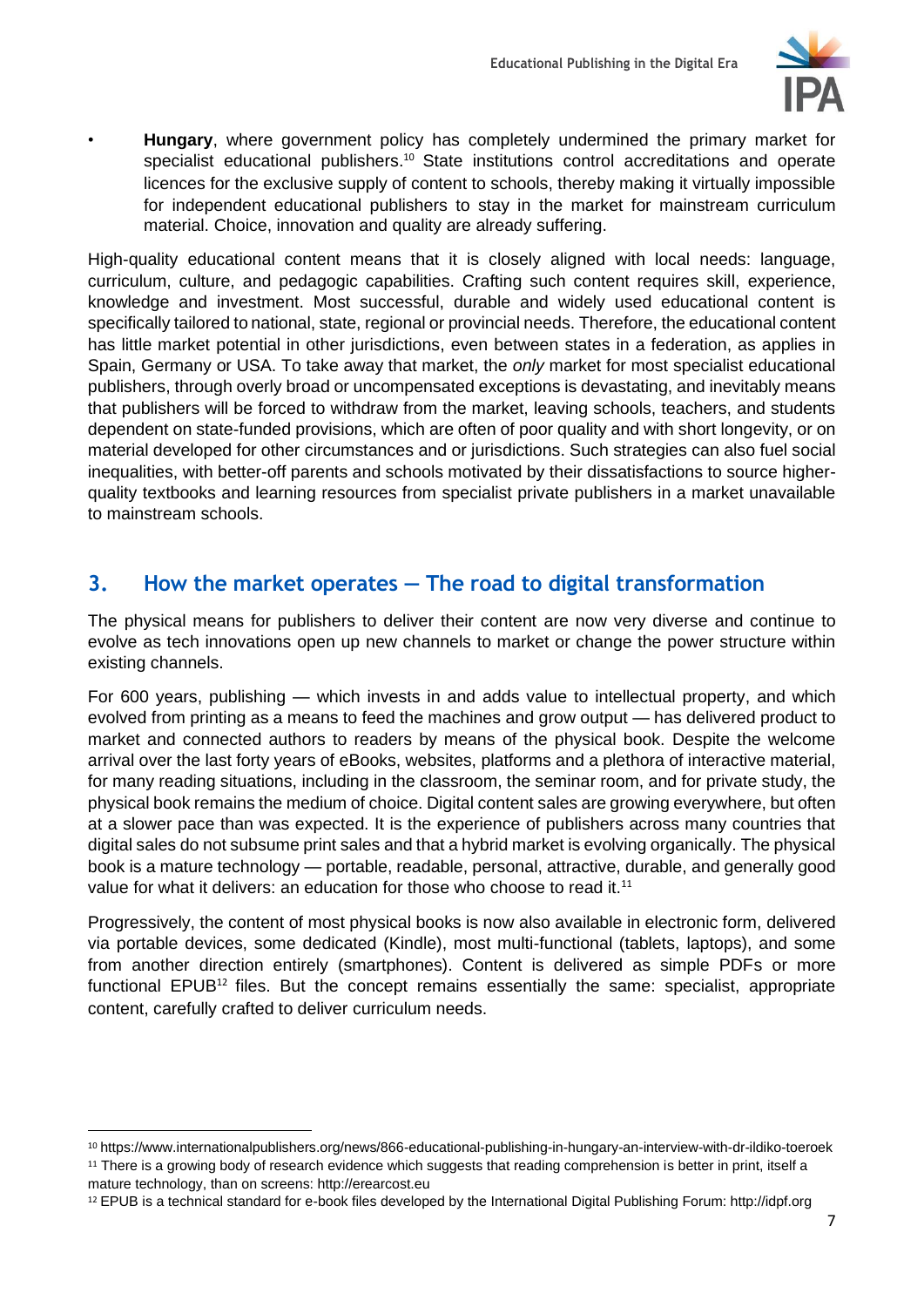- **Hungary**, where government policy has completely undermined the primary market for specialist educational publishers.[10] State institutions control accreditations and operate licences for the exclusive supply of content to schools, thereby making it virtually impossible for independent educational publishers to stay in the market for mainstream curriculum material. Choice, innovation and quality are already suffering.

High-quality educational content means that it is closely aligned with local needs: language, curriculum, culture, and pedagogic capabilities. Crafting such content requires skill, experience, knowledge and investment. Most successful, durable and widely used educational content is specifically tailored to national, state, regional or provincial needs. Therefore, the educational content has little market potential in other jurisdictions, even between states in a federation, as applies in Spain, Germany or USA. To take away that market, the *only* market for most specialist educational publishers, through overly broad or uncompensated exceptions is devastating, and inevitably means that publishers will be forced to withdraw from the market, leaving schools, teachers, and students dependent on state-funded provisions, which are often of poor quality and with short longevity, or on material developed for other circumstances and or jurisdictions. Such strategies can also fuel social inequalities, with better-off parents and schools motivated by their dissatisfactions to source higher-quality textbooks and learning resources from specialist private publishers in a market unavailable to mainstream schools.

## 3. How the market operates — The road to digital transformation

The physical means for publishers to deliver their content are now very diverse and continue to evolve as tech innovations open up new channels to market or change the power structure within existing channels.

For 600 years, publishing — which invests in and adds value to intellectual property, and which evolved from printing as a means to feed the machines and grow output — has delivered product to market and connected authors to readers by means of the physical book. Despite the welcome arrival over the last forty years of eBooks, websites, platforms and a plethora of interactive material, for many reading situations, including in the classroom, the seminar room, and for private study, the physical book remains the medium of choice. Digital content sales are growing everywhere, but often at a slower pace than was expected. It is the experience of publishers across many countries that digital sales do not subsume print sales and that a hybrid market is evolving organically. The physical book is a mature technology — portable, readable, personal, attractive, durable, and generally good value for what it delivers: an education for those who choose to read it.[11]

Progressively, the content of most physical books is now also available in electronic form, delivered via portable devices, some dedicated (Kindle), most multi-functional (tablets, laptops), and some from another direction entirely (smartphones). Content is delivered as simple PDFs or more functional EPUB[12] files. But the concept remains essentially the same: specialist, appropriate content, carefully crafted to deliver curriculum needs.

---

[10] https://www.internationalpublishers.org/news/866-educational-publishing-in-hungary-an-interview-with-dr-ildiko-toeroek

[11] There is a growing body of research evidence which suggests that reading comprehension is better in print, itself a mature technology, than on screens: http://erearcost.eu

[12] EPUB is a technical standard for e-book files developed by the International Digital Publishing Forum: http://idpf.org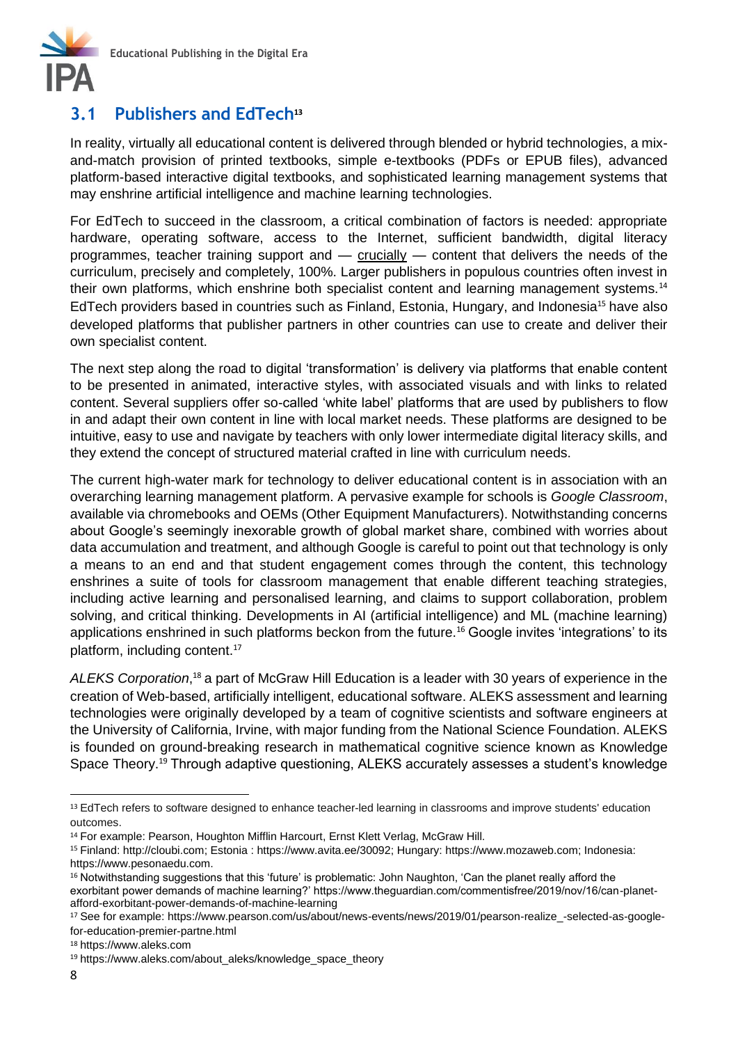## 3.1 Publishers and EdTech[13]

In reality, virtually all educational content is delivered through blended or hybrid technologies, a mix-and-match provision of printed textbooks, simple e-textbooks (PDFs or EPUB files), advanced platform-based interactive digital textbooks, and sophisticated learning management systems that may enshrine artificial intelligence and machine learning technologies.

For EdTech to succeed in the classroom, a critical combination of factors is needed: appropriate hardware, operating software, access to the Internet, sufficient bandwidth, digital literacy programmes, teacher training support and — crucially — content that delivers the needs of the curriculum, precisely and completely, 100%. Larger publishers in populous countries often invest in their own platforms, which enshrine both specialist content and learning management systems.[14] EdTech providers based in countries such as Finland, Estonia, Hungary, and Indonesia[15] have also developed platforms that publisher partners in other countries can use to create and deliver their own specialist content.

The next step along the road to digital 'transformation' is delivery via platforms that enable content to be presented in animated, interactive styles, with associated visuals and with links to related content. Several suppliers offer so-called 'white label' platforms that are used by publishers to flow in and adapt their own content in line with local market needs. These platforms are designed to be intuitive, easy to use and navigate by teachers with only lower intermediate digital literacy skills, and they extend the concept of structured material crafted in line with curriculum needs.

The current high-water mark for technology to deliver educational content is in association with an overarching learning management platform. A pervasive example for schools is *Google Classroom*, available via chromebooks and OEMs (Other Equipment Manufacturers). Notwithstanding concerns about Google's seemingly inexorable growth of global market share, combined with worries about data accumulation and treatment, and although Google is careful to point out that technology is only a means to an end and that student engagement comes through the content, this technology enshrines a suite of tools for classroom management that enable different teaching strategies, including active learning and personalised learning, and claims to support collaboration, problem solving, and critical thinking. Developments in AI (artificial intelligence) and ML (machine learning) applications enshrined in such platforms beckon from the future.[16] Google invites 'integrations' to its platform, including content.[17]

*ALEKS Corporation*,[18] a part of McGraw Hill Education is a leader with 30 years of experience in the creation of Web-based, artificially intelligent, educational software. ALEKS assessment and learning technologies were originally developed by a team of cognitive scientists and software engineers at the University of California, Irvine, with major funding from the National Science Foundation. ALEKS is founded on ground-breaking research in mathematical cognitive science known as Knowledge Space Theory.[19] Through adaptive questioning, ALEKS accurately assesses a student's knowledge

---

[13] EdTech refers to software designed to enhance teacher-led learning in classrooms and improve students' education outcomes.

[14] For example: Pearson, Houghton Mifflin Harcourt, Ernst Klett Verlag, McGraw Hill.

[15] Finland: http://cloubi.com; Estonia : https://www.avita.ee/30092; Hungary: https://www.mozaweb.com; Indonesia: https://www.pesonaedu.com.

[16] Notwithstanding suggestions that this 'future' is problematic: John Naughton, 'Can the planet really afford the exorbitant power demands of machine learning?' https://www.theguardian.com/commentisfree/2019/nov/16/can-planet-afford-exorbitant-power-demands-of-machine-learning

[17] See for example: https://www.pearson.com/us/about/news-events/news/2019/01/pearson-realize_-selected-as-google-for-education-premier-partne.html

[18] https://www.aleks.com

[19] https://www.aleks.com/about_aleks/knowledge_space_theory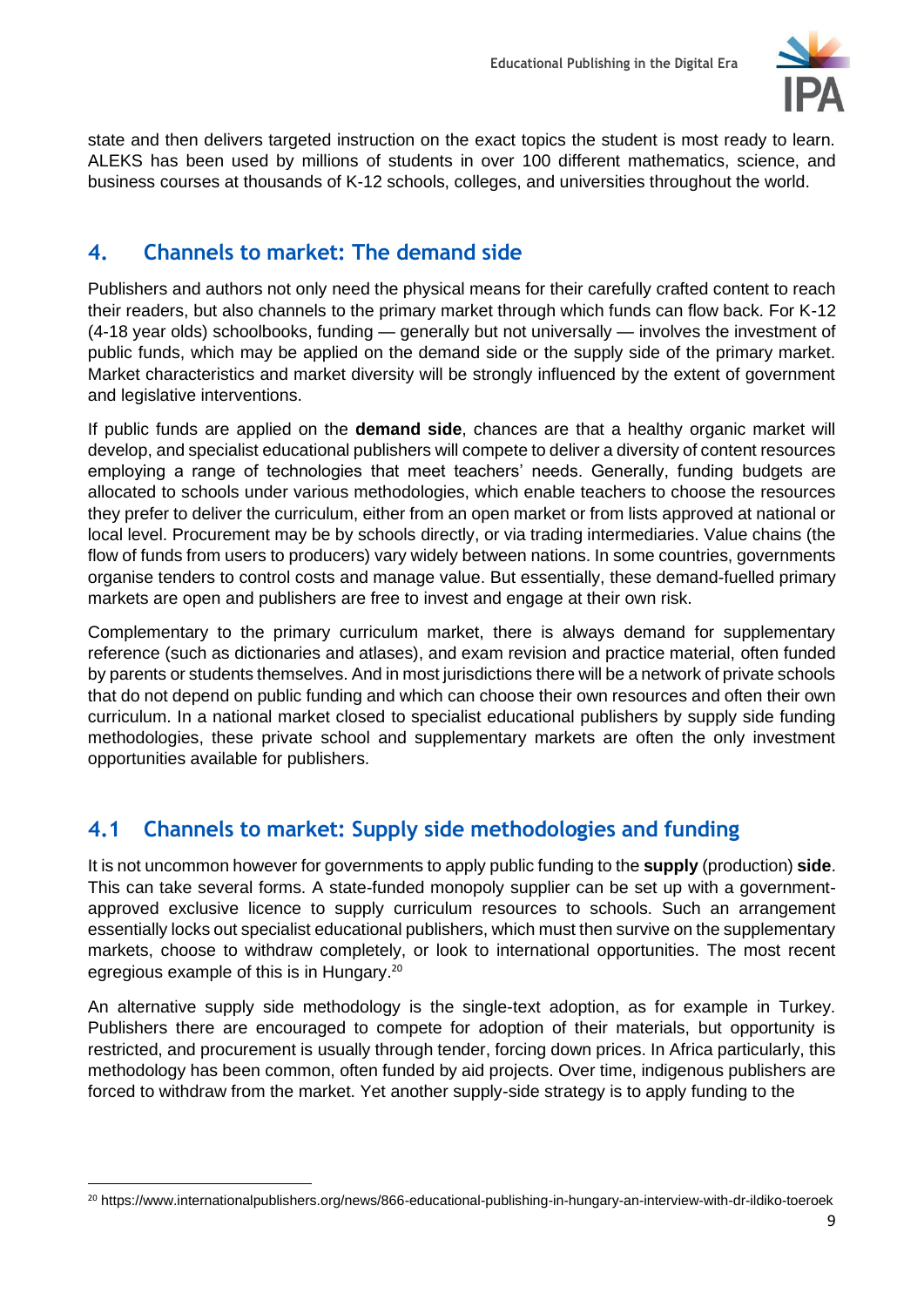state and then delivers targeted instruction on the exact topics the student is most ready to learn. ALEKS has been used by millions of students in over 100 different mathematics, science, and business courses at thousands of K-12 schools, colleges, and universities throughout the world.

## 4. Channels to market: The demand side

Publishers and authors not only need the physical means for their carefully crafted content to reach their readers, but also channels to the primary market through which funds can flow back. For K-12 (4-18 year olds) schoolbooks, funding — generally but not universally — involves the investment of public funds, which may be applied on the demand side or the supply side of the primary market. Market characteristics and market diversity will be strongly influenced by the extent of government and legislative interventions.

If public funds are applied on the **demand side**, chances are that a healthy organic market will develop, and specialist educational publishers will compete to deliver a diversity of content resources employing a range of technologies that meet teachers' needs. Generally, funding budgets are allocated to schools under various methodologies, which enable teachers to choose the resources they prefer to deliver the curriculum, either from an open market or from lists approved at national or local level. Procurement may be by schools directly, or via trading intermediaries. Value chains (the flow of funds from users to producers) vary widely between nations. In some countries, governments organise tenders to control costs and manage value. But essentially, these demand-fuelled primary markets are open and publishers are free to invest and engage at their own risk.

Complementary to the primary curriculum market, there is always demand for supplementary reference (such as dictionaries and atlases), and exam revision and practice material, often funded by parents or students themselves. And in most jurisdictions there will be a network of private schools that do not depend on public funding and which can choose their own resources and often their own curriculum. In a national market closed to specialist educational publishers by supply side funding methodologies, these private school and supplementary markets are often the only investment opportunities available for publishers.

## 4.1 Channels to market: Supply side methodologies and funding

It is not uncommon however for governments to apply public funding to the **supply** (production) **side**. This can take several forms. A state-funded monopoly supplier can be set up with a government-approved exclusive licence to supply curriculum resources to schools. Such an arrangement essentially locks out specialist educational publishers, which must then survive on the supplementary markets, choose to withdraw completely, or look to international opportunities. The most recent egregious example of this is in Hungary.[20]

An alternative supply side methodology is the single-text adoption, as for example in Turkey. Publishers there are encouraged to compete for adoption of their materials, but opportunity is restricted, and procurement is usually through tender, forcing down prices. In Africa particularly, this methodology has been common, often funded by aid projects. Over time, indigenous publishers are forced to withdraw from the market. Yet another supply-side strategy is to apply funding to the

[20] https://www.internationalpublishers.org/news/866-educational-publishing-in-hungary-an-interview-with-dr-ildiko-toeroek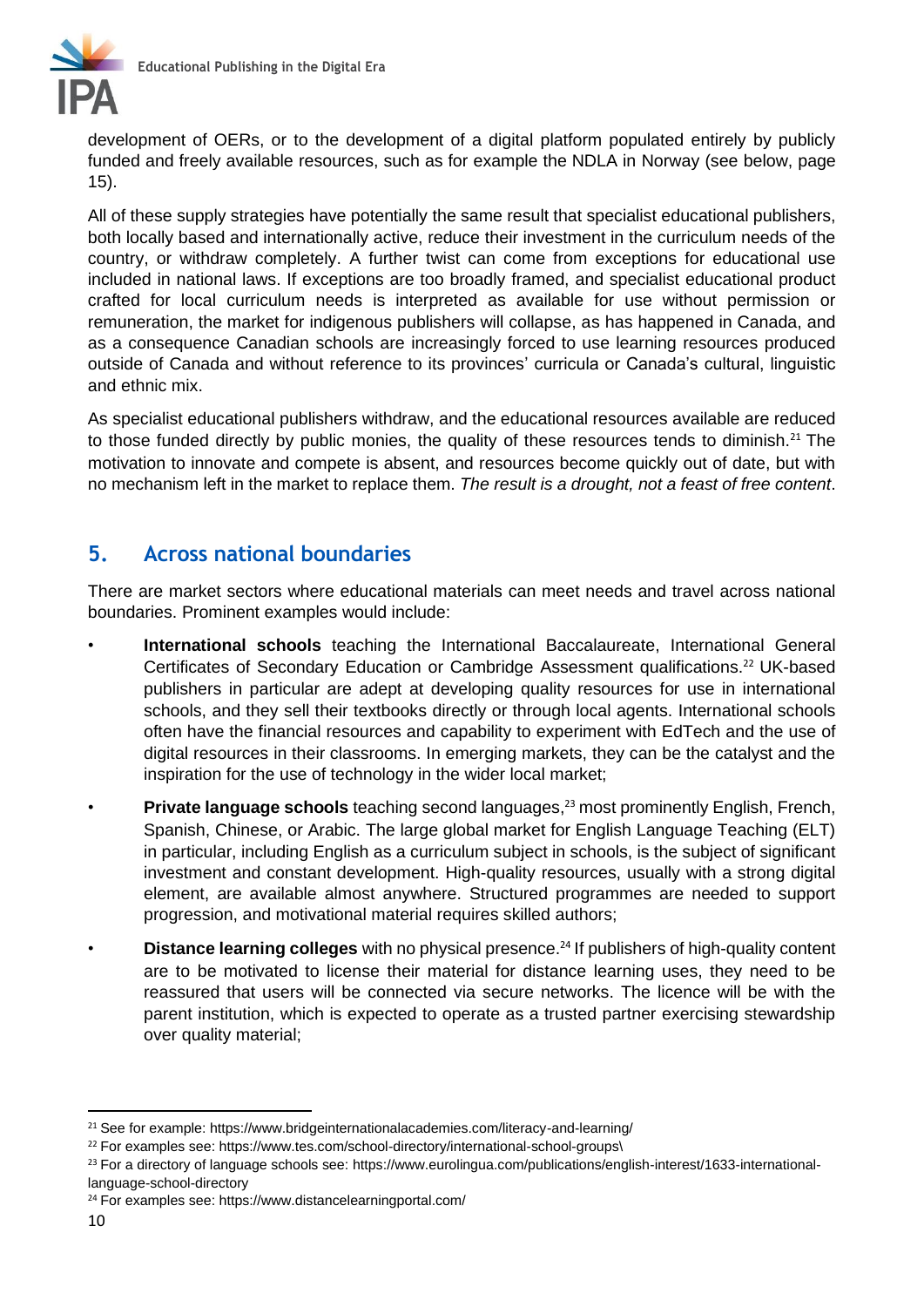development of OERs, or to the development of a digital platform populated entirely by publicly funded and freely available resources, such as for example the NDLA in Norway (see below, page 15).

All of these supply strategies have potentially the same result that specialist educational publishers, both locally based and internationally active, reduce their investment in the curriculum needs of the country, or withdraw completely. A further twist can come from exceptions for educational use included in national laws. If exceptions are too broadly framed, and specialist educational product crafted for local curriculum needs is interpreted as available for use without permission or remuneration, the market for indigenous publishers will collapse, as has happened in Canada, and as a consequence Canadian schools are increasingly forced to use learning resources produced outside of Canada and without reference to its provinces' curricula or Canada's cultural, linguistic and ethnic mix.

As specialist educational publishers withdraw, and the educational resources available are reduced to those funded directly by public monies, the quality of these resources tends to diminish.[21] The motivation to innovate and compete is absent, and resources become quickly out of date, but with no mechanism left in the market to replace them. *The result is a drought, not a feast of free content*.

## 5. Across national boundaries

There are market sectors where educational materials can meet needs and travel across national boundaries. Prominent examples would include:

- **International schools** teaching the International Baccalaureate, International General Certificates of Secondary Education or Cambridge Assessment qualifications.[22] UK-based publishers in particular are adept at developing quality resources for use in international schools, and they sell their textbooks directly or through local agents. International schools often have the financial resources and capability to experiment with EdTech and the use of digital resources in their classrooms. In emerging markets, they can be the catalyst and the inspiration for the use of technology in the wider local market;
- **Private language schools** teaching second languages,[23] most prominently English, French, Spanish, Chinese, or Arabic. The large global market for English Language Teaching (ELT) in particular, including English as a curriculum subject in schools, is the subject of significant investment and constant development. High-quality resources, usually with a strong digital element, are available almost anywhere. Structured programmes are needed to support progression, and motivational material requires skilled authors;
- **Distance learning colleges** with no physical presence.[24] If publishers of high-quality content are to be motivated to license their material for distance learning uses, they need to be reassured that users will be connected via secure networks. The licence will be with the parent institution, which is expected to operate as a trusted partner exercising stewardship over quality material;

---

[21] See for example: https://www.bridgeinternationalacademies.com/literacy-and-learning/

[22] For examples see: https://www.tes.com/school-directory/international-school-groups\

[23] For a directory of language schools see: https://www.eurolingua.com/publications/english-interest/1633-international-language-school-directory

[24] For examples see: https://www.distancelearningportal.com/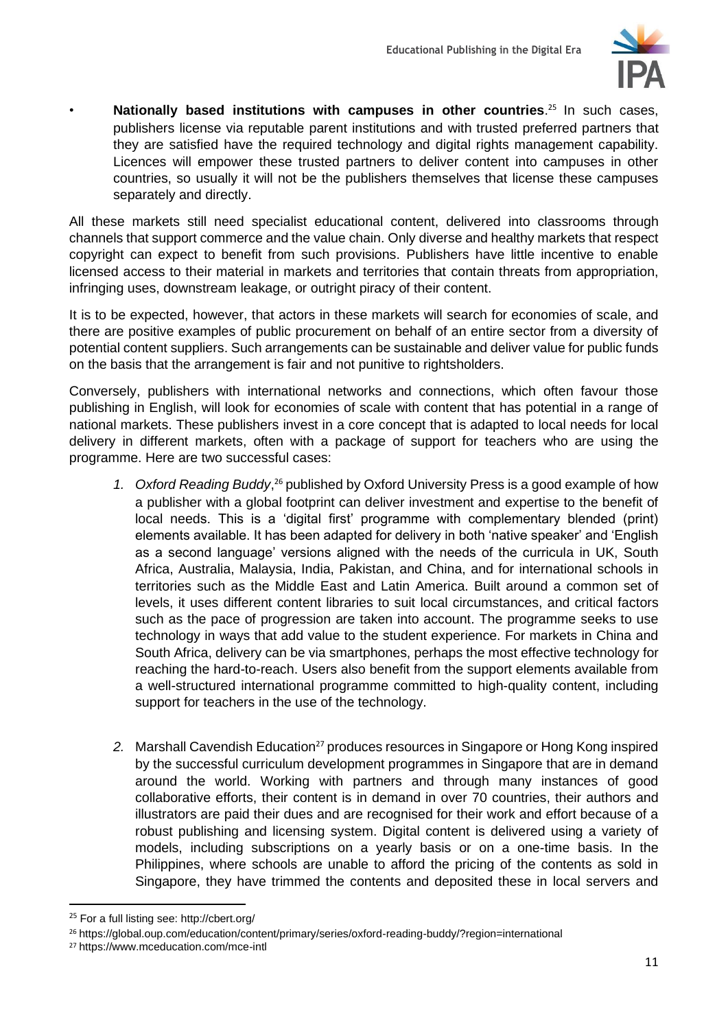- **Nationally based institutions with campuses in other countries**.[25] In such cases, publishers license via reputable parent institutions and with trusted preferred partners that they are satisfied have the required technology and digital rights management capability. Licences will empower these trusted partners to deliver content into campuses in other countries, so usually it will not be the publishers themselves that license these campuses separately and directly.

All these markets still need specialist educational content, delivered into classrooms through channels that support commerce and the value chain. Only diverse and healthy markets that respect copyright can expect to benefit from such provisions. Publishers have little incentive to enable licensed access to their material in markets and territories that contain threats from appropriation, infringing uses, downstream leakage, or outright piracy of their content.

It is to be expected, however, that actors in these markets will search for economies of scale, and there are positive examples of public procurement on behalf of an entire sector from a diversity of potential content suppliers. Such arrangements can be sustainable and deliver value for public funds on the basis that the arrangement is fair and not punitive to rightsholders.

Conversely, publishers with international networks and connections, which often favour those publishing in English, will look for economies of scale with content that has potential in a range of national markets. These publishers invest in a core concept that is adapted to local needs for local delivery in different markets, often with a package of support for teachers who are using the programme. Here are two successful cases:

1. *Oxford Reading Buddy*,[26] published by Oxford University Press is a good example of how a publisher with a global footprint can deliver investment and expertise to the benefit of local needs. This is a 'digital first' programme with complementary blended (print) elements available. It has been adapted for delivery in both 'native speaker' and 'English as a second language' versions aligned with the needs of the curricula in UK, South Africa, Australia, Malaysia, India, Pakistan, and China, and for international schools in territories such as the Middle East and Latin America. Built around a common set of levels, it uses different content libraries to suit local circumstances, and critical factors such as the pace of progression are taken into account. The programme seeks to use technology in ways that add value to the student experience. For markets in China and South Africa, delivery can be via smartphones, perhaps the most effective technology for reaching the hard-to-reach. Users also benefit from the support elements available from a well-structured international programme committed to high-quality content, including support for teachers in the use of the technology.

2. Marshall Cavendish Education[27] produces resources in Singapore or Hong Kong inspired by the successful curriculum development programmes in Singapore that are in demand around the world. Working with partners and through many instances of good collaborative efforts, their content is in demand in over 70 countries, their authors and illustrators are paid their dues and are recognised for their work and effort because of a robust publishing and licensing system. Digital content is delivered using a variety of models, including subscriptions on a yearly basis or on a one-time basis. In the Philippines, where schools are unable to afford the pricing of the contents as sold in Singapore, they have trimmed the contents and deposited these in local servers and

---

[25] For a full listing see: http://cbert.org/

[26] https://global.oup.com/education/content/primary/series/oxford-reading-buddy/?region=international

[27] https://www.mceducation.com/mce-intl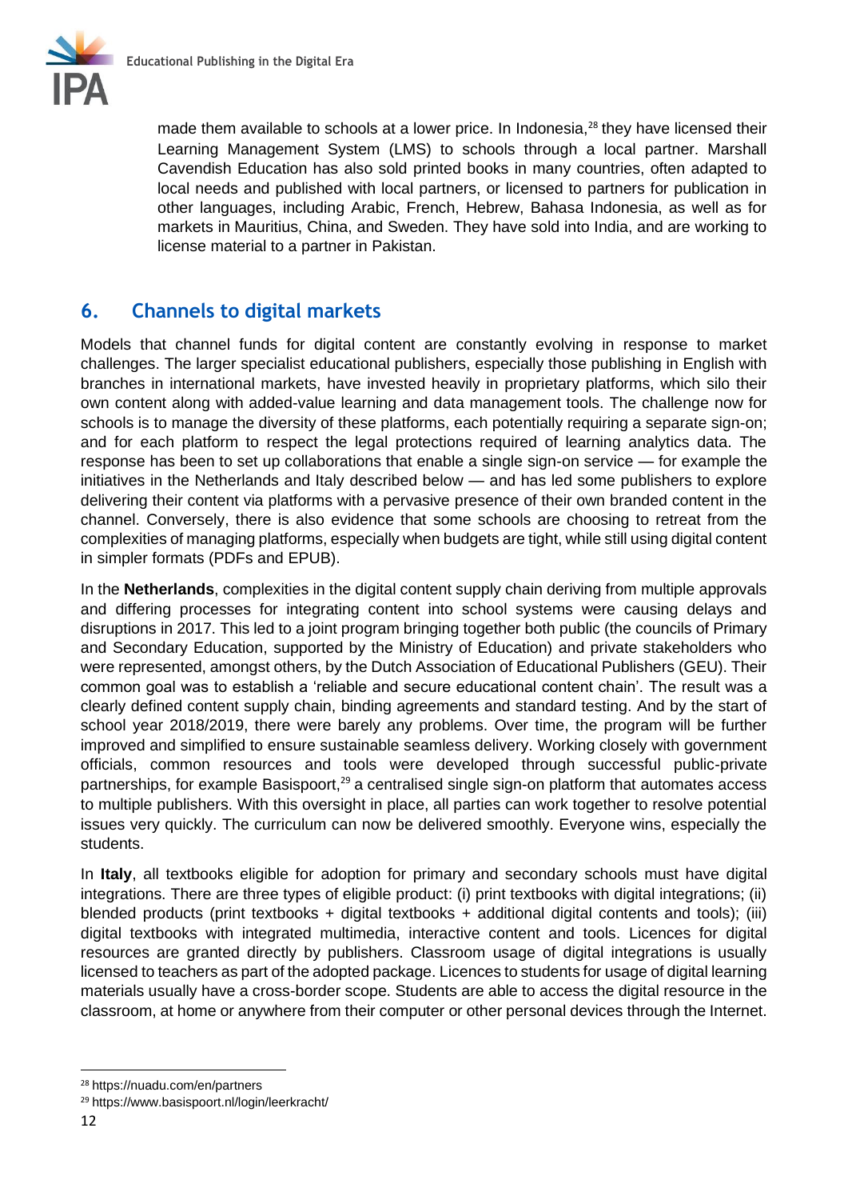made them available to schools at a lower price. In Indonesia,[28] they have licensed their Learning Management System (LMS) to schools through a local partner. Marshall Cavendish Education has also sold printed books in many countries, often adapted to local needs and published with local partners, or licensed to partners for publication in other languages, including Arabic, French, Hebrew, Bahasa Indonesia, as well as for markets in Mauritius, China, and Sweden. They have sold into India, and are working to license material to a partner in Pakistan.

## 6. Channels to digital markets

Models that channel funds for digital content are constantly evolving in response to market challenges. The larger specialist educational publishers, especially those publishing in English with branches in international markets, have invested heavily in proprietary platforms, which silo their own content along with added-value learning and data management tools. The challenge now for schools is to manage the diversity of these platforms, each potentially requiring a separate sign-on; and for each platform to respect the legal protections required of learning analytics data. The response has been to set up collaborations that enable a single sign-on service — for example the initiatives in the Netherlands and Italy described below — and has led some publishers to explore delivering their content via platforms with a pervasive presence of their own branded content in the channel. Conversely, there is also evidence that some schools are choosing to retreat from the complexities of managing platforms, especially when budgets are tight, while still using digital content in simpler formats (PDFs and EPUB).

In the **Netherlands**, complexities in the digital content supply chain deriving from multiple approvals and differing processes for integrating content into school systems were causing delays and disruptions in 2017. This led to a joint program bringing together both public (the councils of Primary and Secondary Education, supported by the Ministry of Education) and private stakeholders who were represented, amongst others, by the Dutch Association of Educational Publishers (GEU). Their common goal was to establish a 'reliable and secure educational content chain'. The result was a clearly defined content supply chain, binding agreements and standard testing. And by the start of school year 2018/2019, there were barely any problems. Over time, the program will be further improved and simplified to ensure sustainable seamless delivery. Working closely with government officials, common resources and tools were developed through successful public-private partnerships, for example Basispoort,[29] a centralised single sign-on platform that automates access to multiple publishers. With this oversight in place, all parties can work together to resolve potential issues very quickly. The curriculum can now be delivered smoothly. Everyone wins, especially the students.

In **Italy**, all textbooks eligible for adoption for primary and secondary schools must have digital integrations. There are three types of eligible product: (i) print textbooks with digital integrations; (ii) blended products (print textbooks + digital textbooks + additional digital contents and tools); (iii) digital textbooks with integrated multimedia, interactive content and tools. Licences for digital resources are granted directly by publishers. Classroom usage of digital integrations is usually licensed to teachers as part of the adopted package. Licences to students for usage of digital learning materials usually have a cross-border scope. Students are able to access the digital resource in the classroom, at home or anywhere from their computer or other personal devices through the Internet.

---

[28] https://nuadu.com/en/partners

[29] https://www.basispoort.nl/login/leerkracht/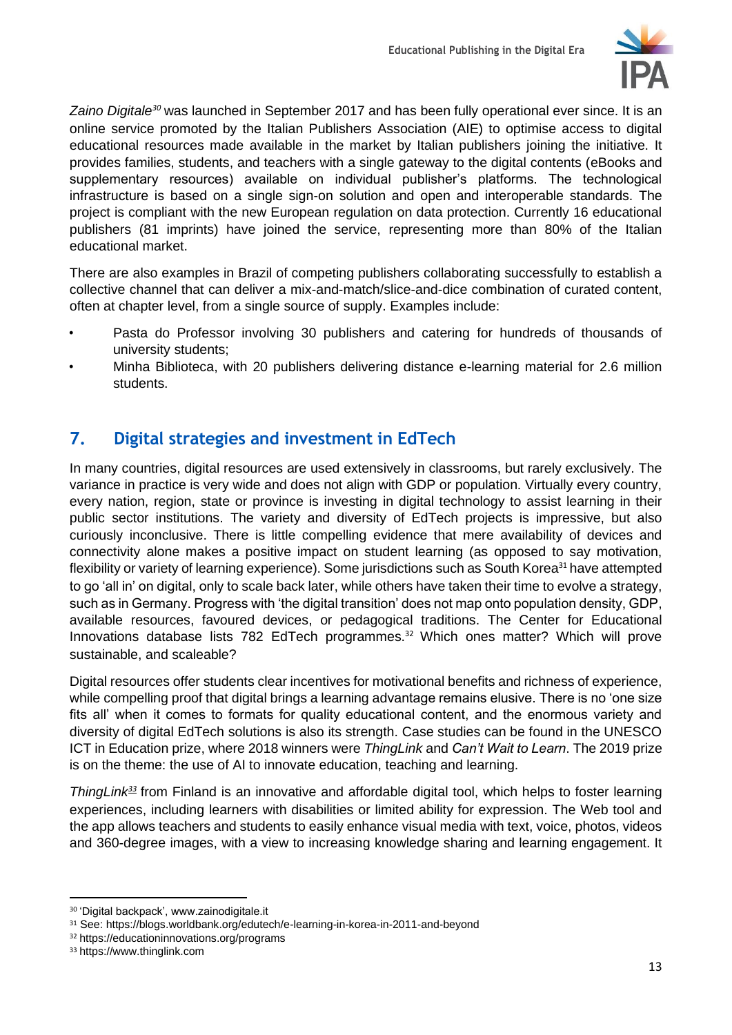*Zaino Digitale*[30] was launched in September 2017 and has been fully operational ever since. It is an online service promoted by the Italian Publishers Association (AIE) to optimise access to digital educational resources made available in the market by Italian publishers joining the initiative. It provides families, students, and teachers with a single gateway to the digital contents (eBooks and supplementary resources) available on individual publisher's platforms. The technological infrastructure is based on a single sign-on solution and open and interoperable standards. The project is compliant with the new European regulation on data protection. Currently 16 educational publishers (81 imprints) have joined the service, representing more than 80% of the Italian educational market.

There are also examples in Brazil of competing publishers collaborating successfully to establish a collective channel that can deliver a mix-and-match/slice-and-dice combination of curated content, often at chapter level, from a single source of supply. Examples include:

- Pasta do Professor involving 30 publishers and catering for hundreds of thousands of university students;
- Minha Biblioteca, with 20 publishers delivering distance e-learning material for 2.6 million students.

## 7. Digital strategies and investment in EdTech

In many countries, digital resources are used extensively in classrooms, but rarely exclusively. The variance in practice is very wide and does not align with GDP or population. Virtually every country, every nation, region, state or province is investing in digital technology to assist learning in their public sector institutions. The variety and diversity of EdTech projects is impressive, but also curiously inconclusive. There is little compelling evidence that mere availability of devices and connectivity alone makes a positive impact on student learning (as opposed to say motivation, flexibility or variety of learning experience). Some jurisdictions such as South Korea[31] have attempted to go 'all in' on digital, only to scale back later, while others have taken their time to evolve a strategy, such as in Germany. Progress with 'the digital transition' does not map onto population density, GDP, available resources, favoured devices, or pedagogical traditions. The Center for Educational Innovations database lists 782 EdTech programmes.[32] Which ones matter? Which will prove sustainable, and scaleable?

Digital resources offer students clear incentives for motivational benefits and richness of experience, while compelling proof that digital brings a learning advantage remains elusive. There is no 'one size fits all' when it comes to formats for quality educational content, and the enormous variety and diversity of digital EdTech solutions is also its strength. Case studies can be found in the UNESCO ICT in Education prize, where 2018 winners were *ThingLink* and *Can't Wait to Learn*. The 2019 prize is on the theme: the use of AI to innovate education, teaching and learning.

*ThingLink*[33] from Finland is an innovative and affordable digital tool, which helps to foster learning experiences, including learners with disabilities or limited ability for expression. The Web tool and the app allows teachers and students to easily enhance visual media with text, voice, photos, videos and 360-degree images, with a view to increasing knowledge sharing and learning engagement. It

---

[30] 'Digital backpack', www.zainodigitale.it

[31] See: https://blogs.worldbank.org/edutech/e-learning-in-korea-in-2011-and-beyond

[32] https://educationinnovations.org/programs

[33] https://www.thinglink.com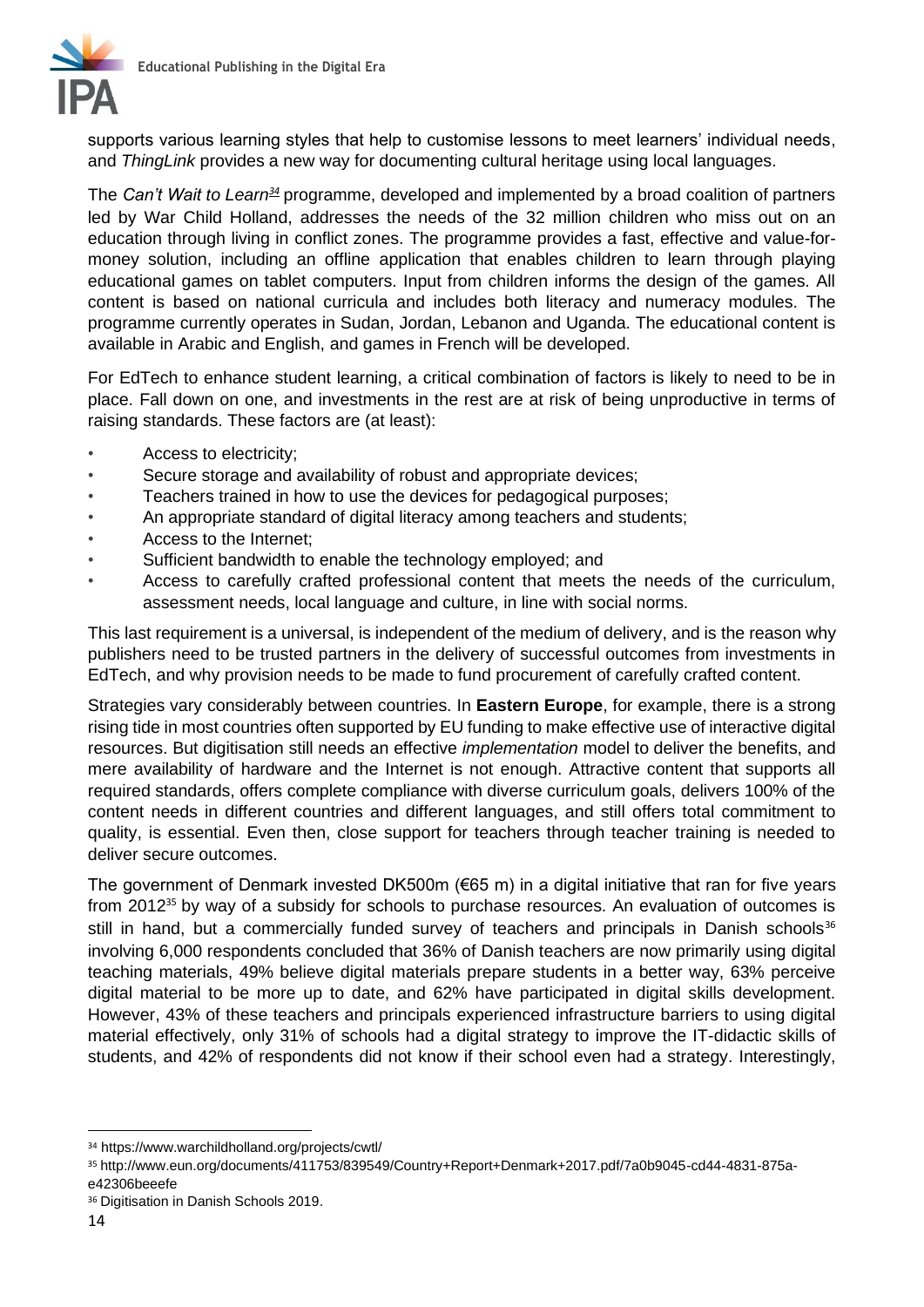supports various learning styles that help to customise lessons to meet learners' individual needs, and *ThingLink* provides a new way for documenting cultural heritage using local languages.

The *Can't Wait to Learn*[34] programme, developed and implemented by a broad coalition of partners led by War Child Holland, addresses the needs of the 32 million children who miss out on an education through living in conflict zones. The programme provides a fast, effective and value-for-money solution, including an offline application that enables children to learn through playing educational games on tablet computers. Input from children informs the design of the games. All content is based on national curricula and includes both literacy and numeracy modules. The programme currently operates in Sudan, Jordan, Lebanon and Uganda. The educational content is available in Arabic and English, and games in French will be developed.

For EdTech to enhance student learning, a critical combination of factors is likely to need to be in place. Fall down on one, and investments in the rest are at risk of being unproductive in terms of raising standards. These factors are (at least):

- Access to electricity;
- Secure storage and availability of robust and appropriate devices;
- Teachers trained in how to use the devices for pedagogical purposes;
- An appropriate standard of digital literacy among teachers and students;
- Access to the Internet;
- Sufficient bandwidth to enable the technology employed; and
- Access to carefully crafted professional content that meets the needs of the curriculum, assessment needs, local language and culture, in line with social norms.

This last requirement is a universal, is independent of the medium of delivery, and is the reason why publishers need to be trusted partners in the delivery of successful outcomes from investments in EdTech, and why provision needs to be made to fund procurement of carefully crafted content.

Strategies vary considerably between countries. In **Eastern Europe**, for example, there is a strong rising tide in most countries often supported by EU funding to make effective use of interactive digital resources. But digitisation still needs an effective *implementation* model to deliver the benefits, and mere availability of hardware and the Internet is not enough. Attractive content that supports all required standards, offers complete compliance with diverse curriculum goals, delivers 100% of the content needs in different countries and different languages, and still offers total commitment to quality, is essential. Even then, close support for teachers through teacher training is needed to deliver secure outcomes.

The government of Denmark invested DK500m (€65 m) in a digital initiative that ran for five years from 2012[35] by way of a subsidy for schools to purchase resources. An evaluation of outcomes is still in hand, but a commercially funded survey of teachers and principals in Danish schools[36] involving 6,000 respondents concluded that 36% of Danish teachers are now primarily using digital teaching materials, 49% believe digital materials prepare students in a better way, 63% perceive digital material to be more up to date, and 62% have participated in digital skills development. However, 43% of these teachers and principals experienced infrastructure barriers to using digital material effectively, only 31% of schools had a digital strategy to improve the IT-didactic skills of students, and 42% of respondents did not know if their school even had a strategy. Interestingly,

---

[34] https://www.warchildholland.org/projects/cwtl/

[35] http://www.eun.org/documents/411753/839549/Country+Report+Denmark+2017.pdf/7a0b9045-cd44-4831-875a-e42306beeefe

[36] Digitisation in Danish Schools 2019.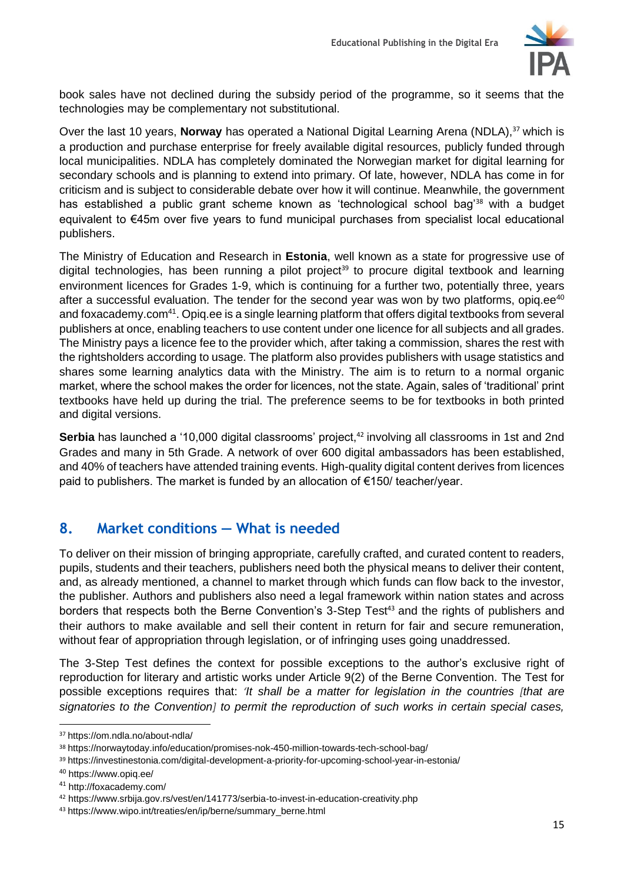book sales have not declined during the subsidy period of the programme, so it seems that the technologies may be complementary not substitutional.

Over the last 10 years, **Norway** has operated a National Digital Learning Arena (NDLA),[37] which is a production and purchase enterprise for freely available digital resources, publicly funded through local municipalities. NDLA has completely dominated the Norwegian market for digital learning for secondary schools and is planning to extend into primary. Of late, however, NDLA has come in for criticism and is subject to considerable debate over how it will continue. Meanwhile, the government has established a public grant scheme known as 'technological school bag'[38] with a budget equivalent to €45m over five years to fund municipal purchases from specialist local educational publishers.

The Ministry of Education and Research in **Estonia**, well known as a state for progressive use of digital technologies, has been running a pilot project[39] to procure digital textbook and learning environment licences for Grades 1-9, which is continuing for a further two, potentially three, years after a successful evaluation. The tender for the second year was won by two platforms, opiq.ee[40] and foxacademy.com[41]. Opiq.ee is a single learning platform that offers digital textbooks from several publishers at once, enabling teachers to use content under one licence for all subjects and all grades. The Ministry pays a licence fee to the provider which, after taking a commission, shares the rest with the rightsholders according to usage. The platform also provides publishers with usage statistics and shares some learning analytics data with the Ministry. The aim is to return to a normal organic market, where the school makes the order for licences, not the state. Again, sales of 'traditional' print textbooks have held up during the trial. The preference seems to be for textbooks in both printed and digital versions.

**Serbia** has launched a '10,000 digital classrooms' project,[42] involving all classrooms in 1st and 2nd Grades and many in 5th Grade. A network of over 600 digital ambassadors has been established, and 40% of teachers have attended training events. High-quality digital content derives from licences paid to publishers. The market is funded by an allocation of €150/ teacher/year.

## 8. Market conditions — What is needed

To deliver on their mission of bringing appropriate, carefully crafted, and curated content to readers, pupils, students and their teachers, publishers need both the physical means to deliver their content, and, as already mentioned, a channel to market through which funds can flow back to the investor, the publisher. Authors and publishers also need a legal framework within nation states and across borders that respects both the Berne Convention's 3-Step Test[43] and the rights of publishers and their authors to make available and sell their content in return for fair and secure remuneration, without fear of appropriation through legislation, or of infringing uses going unaddressed.

The 3-Step Test defines the context for possible exceptions to the author's exclusive right of reproduction for literary and artistic works under Article 9(2) of the Berne Convention. The Test for possible exceptions requires that: *'It shall be a matter for legislation in the countries [that are signatories to the Convention] to permit the reproduction of such works in certain special cases,*

---

[37] https://om.ndla.no/about-ndla/

[38] https://norwaytoday.info/education/promises-nok-450-million-towards-tech-school-bag/

[39] https://investinestonia.com/digital-development-a-priority-for-upcoming-school-year-in-estonia/

[40] https://www.opiq.ee/

[41] http://foxacademy.com/

[42] https://www.srbija.gov.rs/vest/en/141773/serbia-to-invest-in-education-creativity.php

[43] https://www.wipo.int/treaties/en/ip/berne/summary_berne.html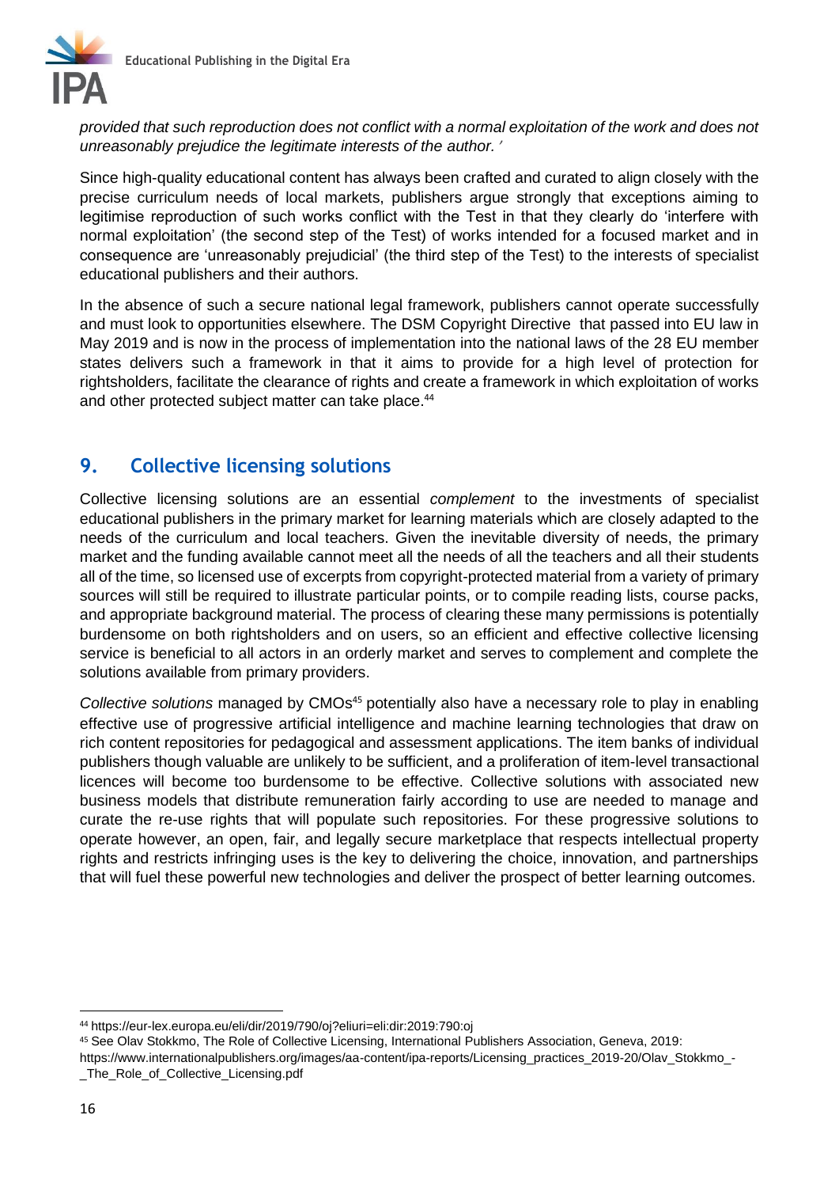*provided that such reproduction does not conflict with a normal exploitation of the work and does not unreasonably prejudice the legitimate interests of the author.'*

Since high-quality educational content has always been crafted and curated to align closely with the precise curriculum needs of local markets, publishers argue strongly that exceptions aiming to legitimise reproduction of such works conflict with the Test in that they clearly do 'interfere with normal exploitation' (the second step of the Test) of works intended for a focused market and in consequence are 'unreasonably prejudicial' (the third step of the Test) to the interests of specialist educational publishers and their authors.

In the absence of such a secure national legal framework, publishers cannot operate successfully and must look to opportunities elsewhere. The DSM Copyright Directive that passed into EU law in May 2019 and is now in the process of implementation into the national laws of the 28 EU member states delivers such a framework in that it aims to provide for a high level of protection for rightsholders, facilitate the clearance of rights and create a framework in which exploitation of works and other protected subject matter can take place.[44]

## 9. Collective licensing solutions

Collective licensing solutions are an essential *complement* to the investments of specialist educational publishers in the primary market for learning materials which are closely adapted to the needs of the curriculum and local teachers. Given the inevitable diversity of needs, the primary market and the funding available cannot meet all the needs of all the teachers and all their students all of the time, so licensed use of excerpts from copyright-protected material from a variety of primary sources will still be required to illustrate particular points, or to compile reading lists, course packs, and appropriate background material. The process of clearing these many permissions is potentially burdensome on both rightsholders and on users, so an efficient and effective collective licensing service is beneficial to all actors in an orderly market and serves to complement and complete the solutions available from primary providers.

*Collective solutions* managed by CMOs[45] potentially also have a necessary role to play in enabling effective use of progressive artificial intelligence and machine learning technologies that draw on rich content repositories for pedagogical and assessment applications. The item banks of individual publishers though valuable are unlikely to be sufficient, and a proliferation of item-level transactional licences will become too burdensome to be effective. Collective solutions with associated new business models that distribute remuneration fairly according to use are needed to manage and curate the re-use rights that will populate such repositories. For these progressive solutions to operate however, an open, fair, and legally secure marketplace that respects intellectual property rights and restricts infringing uses is the key to delivering the choice, innovation, and partnerships that will fuel these powerful new technologies and deliver the prospect of better learning outcomes.

---

[44] https://eur-lex.europa.eu/eli/dir/2019/790/oj?eliuri=eli:dir:2019:790:oj

[45] See Olav Stokkmo, The Role of Collective Licensing, International Publishers Association, Geneva, 2019: https://www.internationalpublishers.org/images/aa-content/ipa-reports/Licensing_practices_2019-20/Olav_Stokkmo_-_The_Role_of_Collective_Licensing.pdf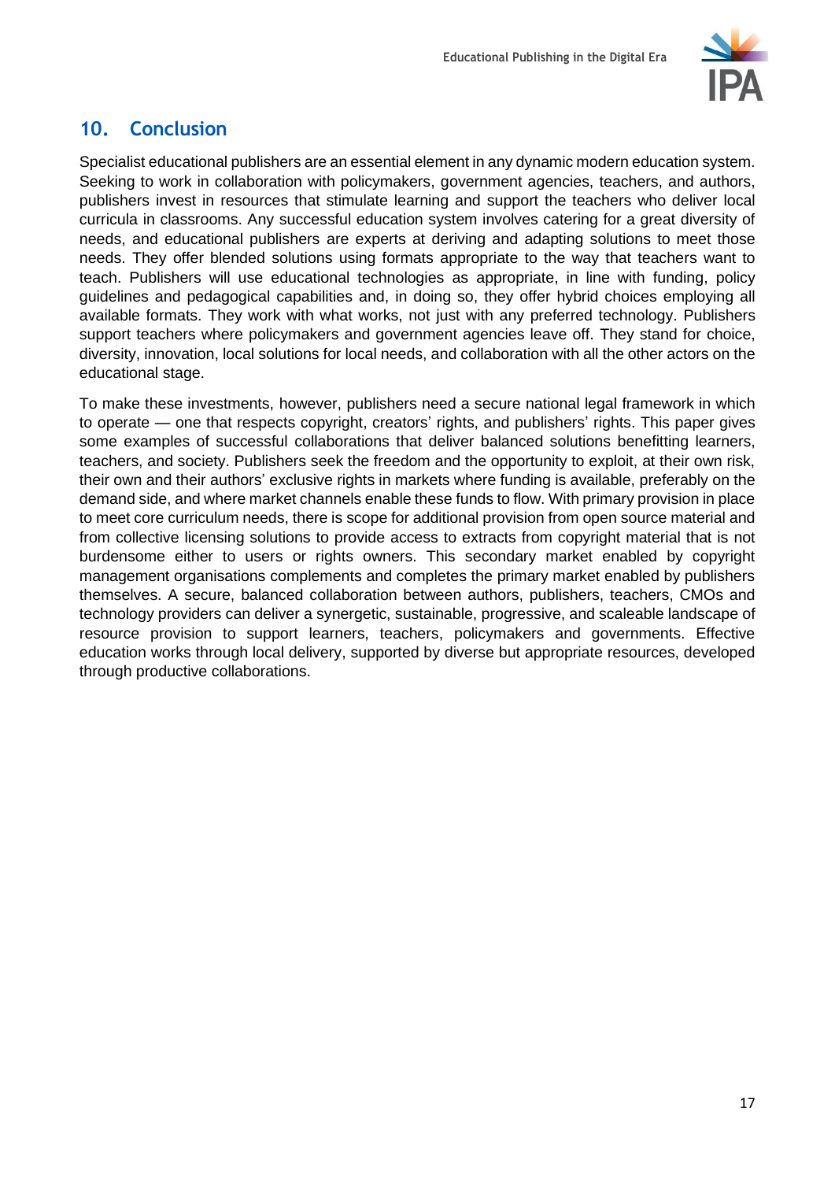## 10. Conclusion

Specialist educational publishers are an essential element in any dynamic modern education system. Seeking to work in collaboration with policymakers, government agencies, teachers, and authors, publishers invest in resources that stimulate learning and support the teachers who deliver local curricula in classrooms. Any successful education system involves catering for a great diversity of needs, and educational publishers are experts at deriving and adapting solutions to meet those needs. They offer blended solutions using formats appropriate to the way that teachers want to teach. Publishers will use educational technologies as appropriate, in line with funding, policy guidelines and pedagogical capabilities and, in doing so, they offer hybrid choices employing all available formats. They work with what works, not just with any preferred technology. Publishers support teachers where policymakers and government agencies leave off. They stand for choice, diversity, innovation, local solutions for local needs, and collaboration with all the other actors on the educational stage.

To make these investments, however, publishers need a secure national legal framework in which to operate — one that respects copyright, creators' rights, and publishers' rights. This paper gives some examples of successful collaborations that deliver balanced solutions benefitting learners, teachers, and society. Publishers seek the freedom and the opportunity to exploit, at their own risk, their own and their authors' exclusive rights in markets where funding is available, preferably on the demand side, and where market channels enable these funds to flow. With primary provision in place to meet core curriculum needs, there is scope for additional provision from open source material and from collective licensing solutions to provide access to extracts from copyright material that is not burdensome either to users or rights owners. This secondary market enabled by copyright management organisations complements and completes the primary market enabled by publishers themselves. A secure, balanced collaboration between authors, publishers, teachers, CMOs and technology providers can deliver a synergetic, sustainable, progressive, and scaleable landscape of resource provision to support learners, teachers, policymakers and governments. Effective education works through local delivery, supported by diverse but appropriate resources, developed through productive collaborations.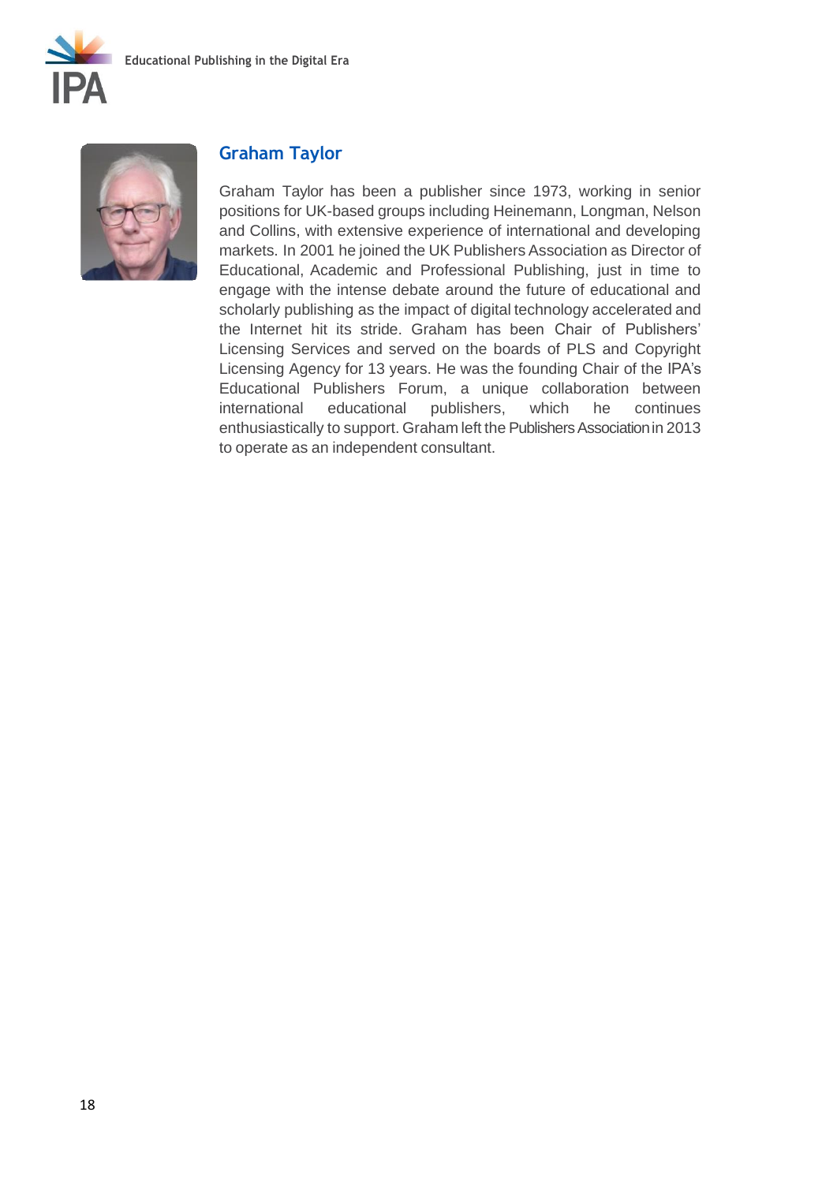## Graham Taylor

Graham Taylor has been a publisher since 1973, working in senior positions for UK-based groups including Heinemann, Longman, Nelson and Collins, with extensive experience of international and developing markets. In 2001 he joined the UK Publishers Association as Director of Educational, Academic and Professional Publishing, just in time to engage with the intense debate around the future of educational and scholarly publishing as the impact of digital technology accelerated and the Internet hit its stride. Graham has been Chair of Publishers' Licensing Services and served on the boards of PLS and Copyright Licensing Agency for 13 years. He was the founding Chair of the IPA's Educational Publishers Forum, a unique collaboration between international educational publishers, which he continues enthusiastically to support. Graham left the Publishers Association in 2013 to operate as an independent consultant.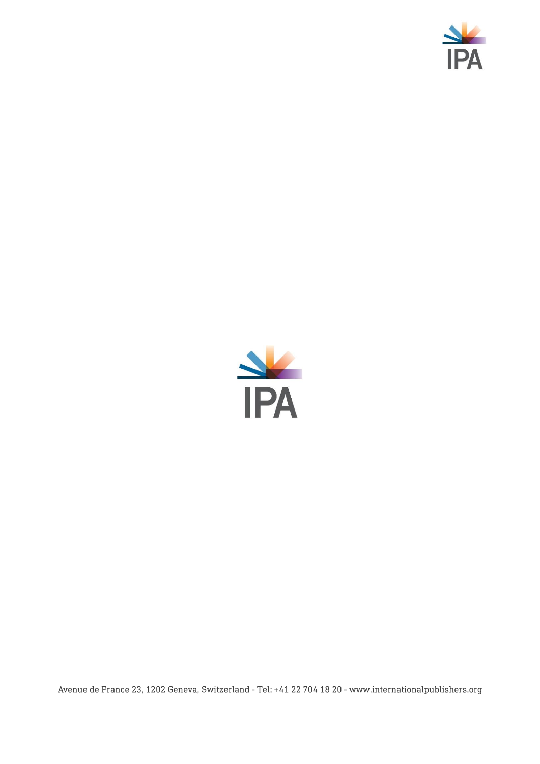IPA

Avenue de France 23, 1202 Geneva, Switzerland - Tel: +41 22 704 18 20 - www.internationalpublishers.org